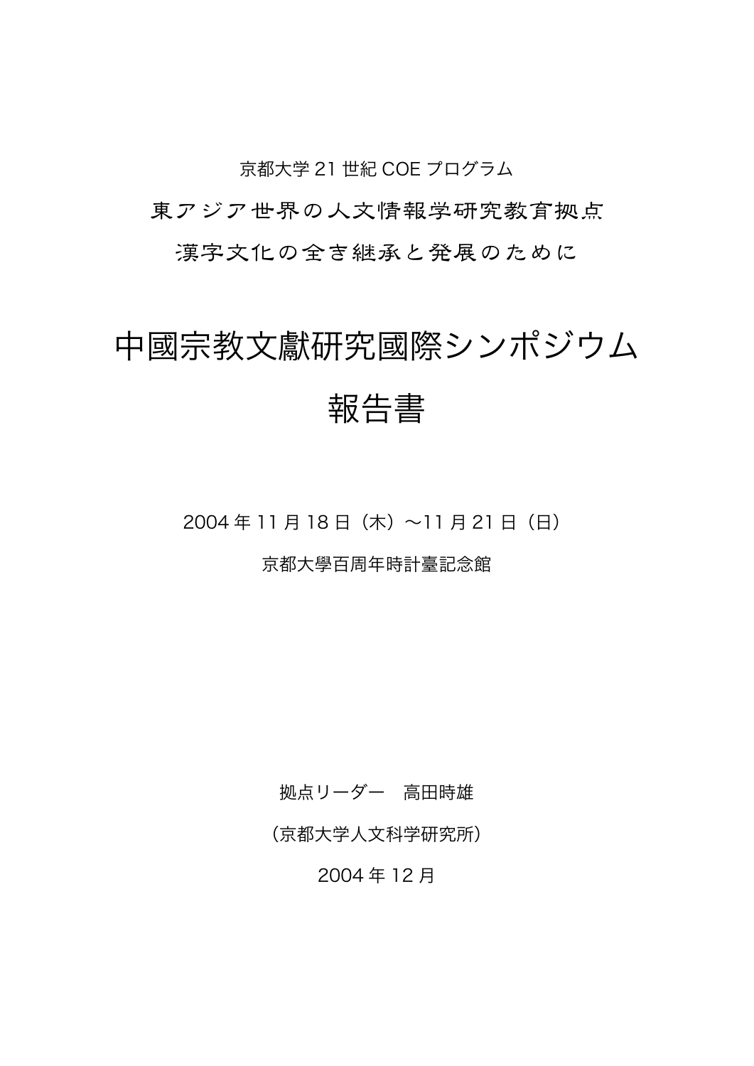京都大学 21 世紀 COE プログラム

東アジア世界の人文情報学研究教育拠点

漢字文化の全き継承と発展のために

# 中國宗教文獻研究國際シンポジウム

# 報告書

2004 年 11 月 18 日（木）～11 月 21 日（日）

京都大學百周年時計臺記念館

拠点リーダー　高田時雄

（京都大学人文科学研究所）

2004 年 12 月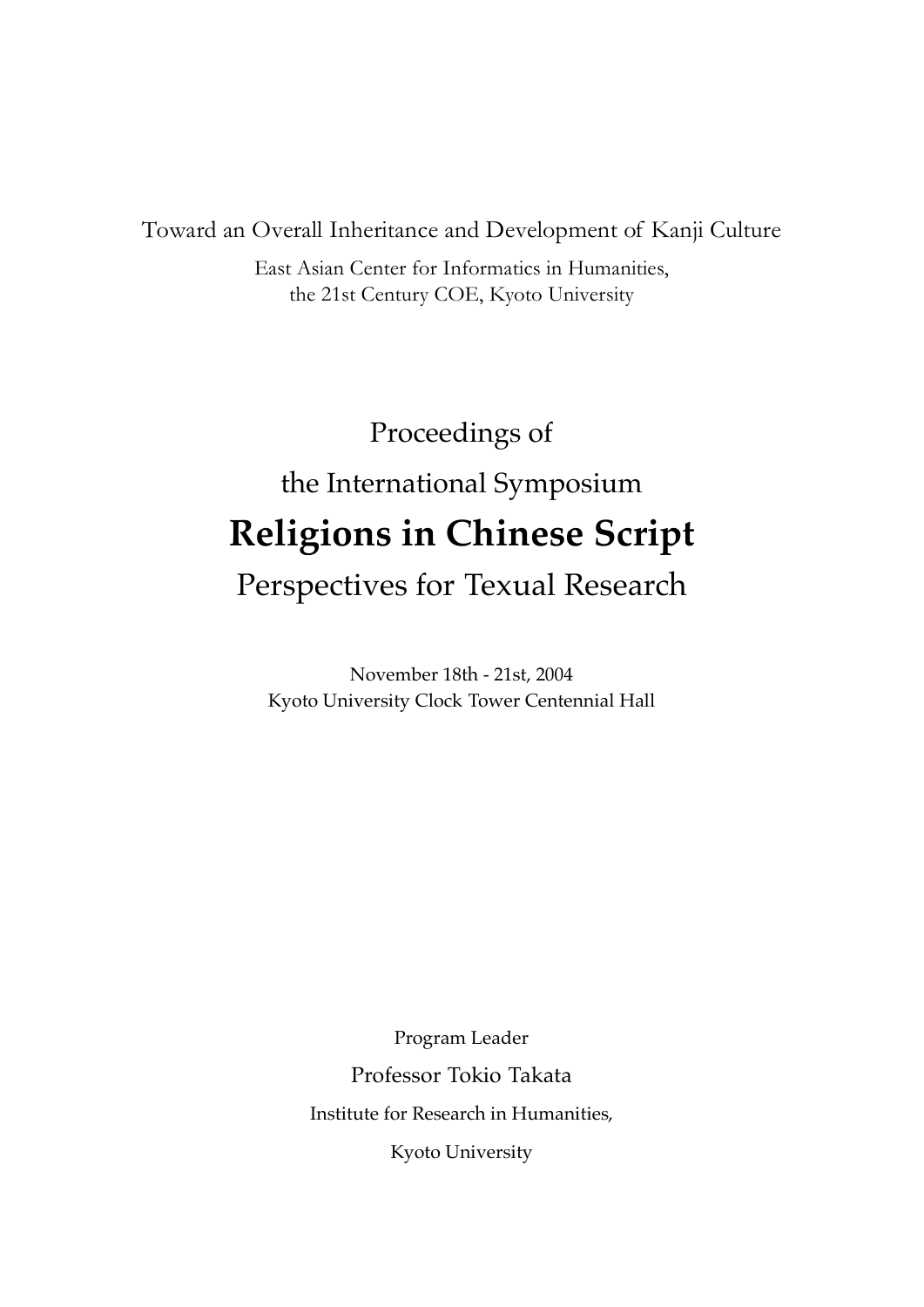Toward an Overall Inheritance and Development of Kanji Culture

East Asian Center for Informatics in Humanities,
the 21st Century COE, Kyoto University

Proceedings of

the International Symposium

# Religions in Chinese Script

## Perspectives for Texual Research

November 18th - 21st, 2004
Kyoto University Clock Tower Centennial Hall

Program Leader

Professor Tokio Takata

Institute for Research in Humanities,

Kyoto University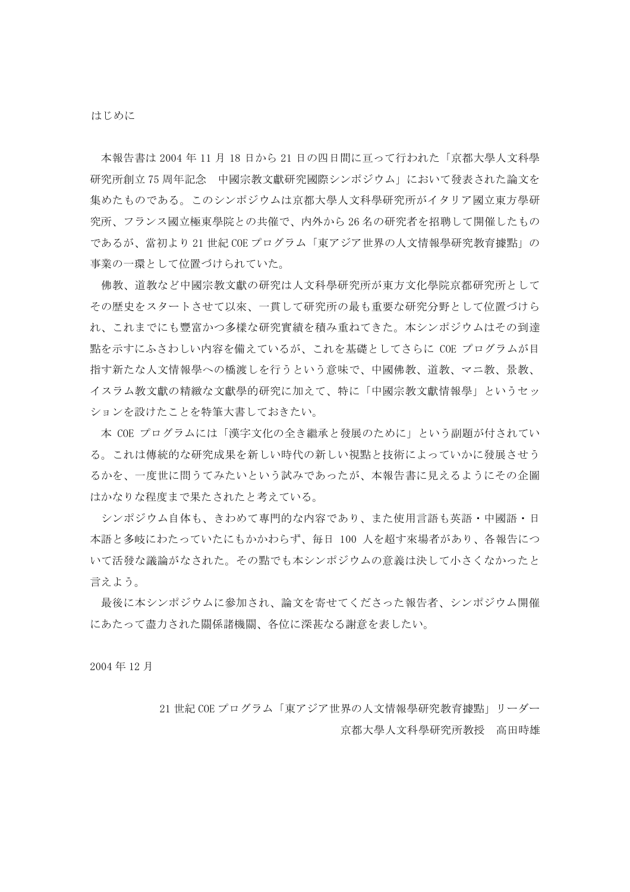# はじめに

本報告書は 2004 年 11 月 18 日から 21 日の四日間に亘って行われた「京都大學人文科學研究所創立 75 周年記念　中國宗教文獻研究國際シンポジウム」において發表された論文を集めたものである。このシンポジウムは京都大學人文科學研究所がイタリア國立東方學研究所、フランス國立極東學院との共催で、内外から 26 名の研究者を招聘して開催したものであるが、當初より 21 世紀 COE プログラム「東アジア世界の人文情報學研究教育據點」の事業の一環として位置づけられていた。

佛教、道教など中國宗教文獻の研究は人文科學研究所が東方文化學院京都研究所としてその歴史をスタートさせて以來、一貫して研究所の最も重要な研究分野として位置づけられ、これまでにも豐富かつ多樣な研究實績を積み重ねてきた。本シンポジウムはその到達點を示すにふさわしい内容を備えているが、これを基礎としてさらに COE プログラムが目指す新たな人文情報學への橋渡しを行うという意味で、中國佛教、道教、マニ教、景教、イスラム教文獻の精緻な文獻學的研究に加えて、特に「中國宗教文獻情報學」というセッションを設けたことを特筆大書しておきたい。

本 COE プログラムには「漢字文化の全き繼承と發展のために」という副題が付されている。これは傳統的な研究成果を新しい時代の新しい視點と技術によっていかに發展させうるかを、一度世に問うてみたいという試みであったが、本報告書に見えるようにその企圖はかなりな程度まで果たされたと考えている。

シンポジウム自体も、きわめて專門的な内容であり、また使用言語も英語・中國語・日本語と多岐にわたっていたにもかかわらず、毎日 100 人を超す來場者があり、各報告について活發な議論がなされた。その點でも本シンポジウムの意義は決して小さくなかったと言えよう。

最後に本シンポジウムに參加され、論文を寄せてくださった報告者、シンポジウム開催にあたって盡力された關係諸機關、各位に深甚なる謝意を表したい。

2004 年 12 月

21 世紀 COE プログラム「東アジア世界の人文情報學研究教育據點」リーダー
京都大學人文科學研究所教授　高田時雄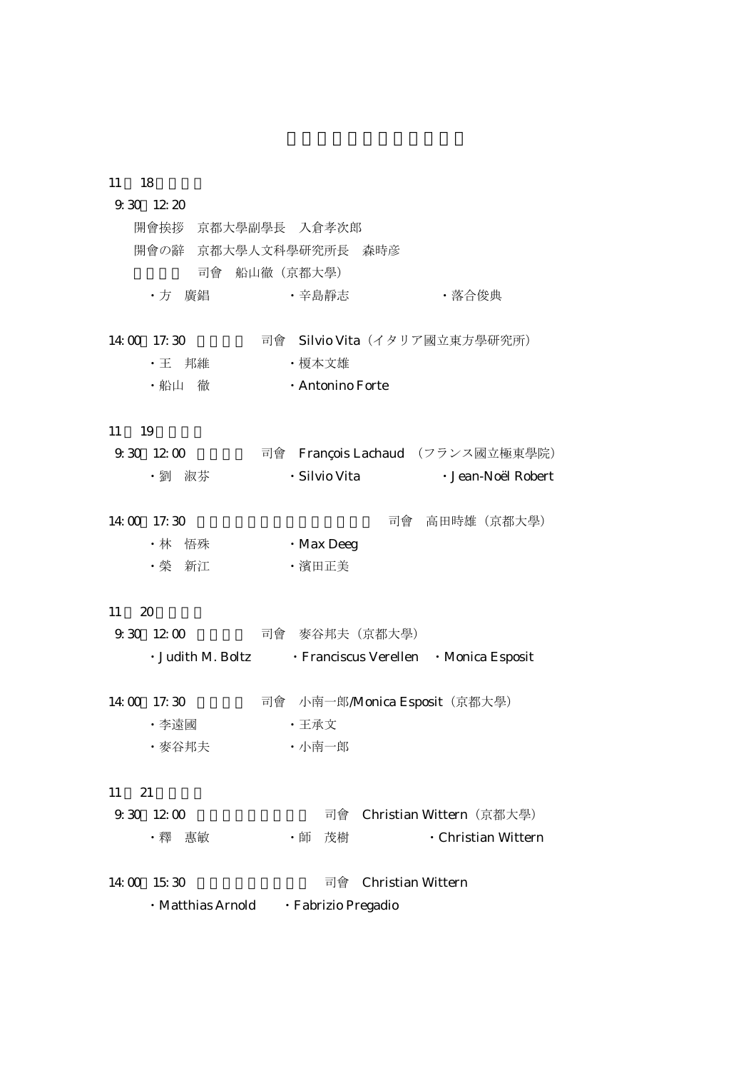11　18

9:30　12:20

開會挨拶　京都大學副學長　入倉孝次郎

開會の辭　京都大學人文科學研究所長　森時彦

司會　船山徹（京都大學）

・方　廣錩　・辛島靜志　・落合俊典

14:00　17:30　司會　Silvio Vita（イタリア國立東方學研究所）

・王　邦維　・榎本文雄

・船山　徹　・Antonino Forte

11　19

9:30　12:00　司會　François Lachaud　（フランス國立極東學院）

・劉　淑芬　・Silvio Vita　・Jean-Noël Robert

14:00　17:30　司會　高田時雄（京都大學）

・林　悟殊　・Max Deeg

・榮　新江　・濱田正美

11　20

9:30　12:00　司會　麥谷邦夫（京都大學）

・Judith M. Boltz　・Franciscus Verellen　・Monica Esposit

14:00　17:30　司會　小南一郎/Monica Esposit（京都大學）

・李遠國　・王承文

・麥谷邦夫　・小南一郎

11　21

9:30　12:00　司會　Christian Wittern（京都大學）

・釋　惠敏　・師　茂樹　・Christian Wittern

14:00　15:30　司會　Christian Wittern

・Matthias Arnold　・Fabrizio Pregadio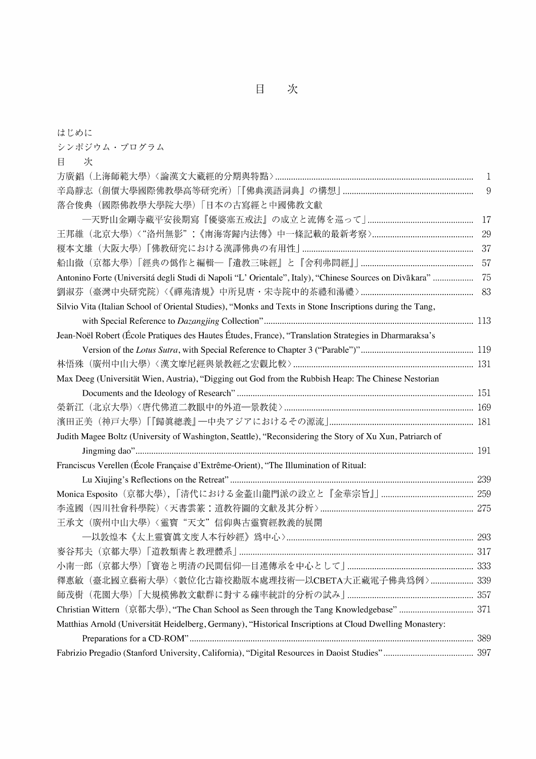# 目　次

はじめに

シンポジウム・プログラム

目　次

方廣錩（上海師範大學）〈論漢文大藏經的分期與特點〉........................................ 1

辛嶋靜志（創價大學國際佛教學高等研究所）「『佛典漢語詞典』の構想」........................................ 9

落合俊典（國際佛教學大學院大學）「日本の古寫經と中國佛教文獻
　　—天野山金剛寺藏平安後期寫『優婆塞五戒法』の成立と流傳を巡って」........................................ 17

王邦維（北京大學）〈"洛州無影"：《南海寄歸內法傳》中一條記載的最新考察〉........................................ 29

榎本文雄（大阪大學）「佛教研究における漢譯佛典の有用性」........................................ 37

船山徹（京都大學）「經典の僞作と編輯—『遺教三昧經』と『舍利弗問經』」........................................ 57

Antonino Forte (Universitá degli Studi di Napoli "L' Orientale", Italy), "Chinese Sources on Divākara" ........................................ 75

劉淑芬（臺灣中央研究院）〈《禪苑清規》中所見唐・宋寺院中的茶禮和湯禮〉........................................ 83

Silvio Vita (Italian School of Oriental Studies), "Monks and Texts in Stone Inscriptions during the Tang,
　　with Special Reference to *Dazangjing* Collection" ........................................ 113

Jean-Noël Robert (École Pratiques des Hautes Études, France), "Translation Strategies in Dharmaraksa's
　　Version of the *Lotus Sutra*, with Special Reference to Chapter 3 ("Parable")" ........................................ 119

林悟殊（廣州中山大學）〈漢文摩尼經與景教經之宏觀比較〉........................................ 131

Max Deeg (Universität Wien, Austria), "Digging out God from the Rubbish Heap: The Chinese Nestorian
　　Documents and the Ideology of Research" ........................................ 151

榮新江（北京大學）〈唐代佛道二教眼中的外道—景教徒〉........................................ 169

濱田正美（神戸大學）「『歸眞總義』—中央アジアにおけるその源流」........................................ 181

Judith Magee Boltz (University of Washington, Seattle), "Reconsidering the Story of Xu Xun, Patriarch of
　　Jingming dao" ........................................ 191

Franciscus Verellen (École Française d'Extrême-Orient), "The Illumination of Ritual:
　　Lu Xiujing's Reflections on the Retreat" ........................................ 239

Monica Esposito（京都大學），「清代における金蓋山龍門派の設立と『金華宗旨』」........................................ 259

李遠國（四川社會科學院）〈天書雲篆：道教符圖的文獻及其分析〉........................................ 275

王承文（廣州中山大學）〈靈寶"天文"信仰與古靈寶經教義的展開
　　—以敦煌本《太上靈寶眞文度人本行妙經》爲中心〉........................................ 293

麥谷邦夫（京都大學）「道教類書と教理體系」........................................ 317

小南一郎（京都大學）「寶卷と明清の民間信仰—目連傳承を中心として」........................................ 333

釋惠敏（臺北國立藝術大學）〈數位化古籍校勘版本處理技術—以CBETA大正藏電子佛典爲例〉........................................ 339

師茂樹（花園大學）「大規模佛教文獻群に對する確率統計的分析の試み」........................................ 357

Christian Wittern（京都大學）, "The Chan School as Seen through the Tang Knowledgebase" ........................................ 371

Matthias Arnold (Universität Heidelberg, Germany), "Historical Inscriptions at Cloud Dwelling Monastery:
　　Preparations for a CD-ROM" ........................................ 389

Fabrizio Pregadio (Stanford University, California), "Digital Resources in Daoist Studies" ........................................ 397